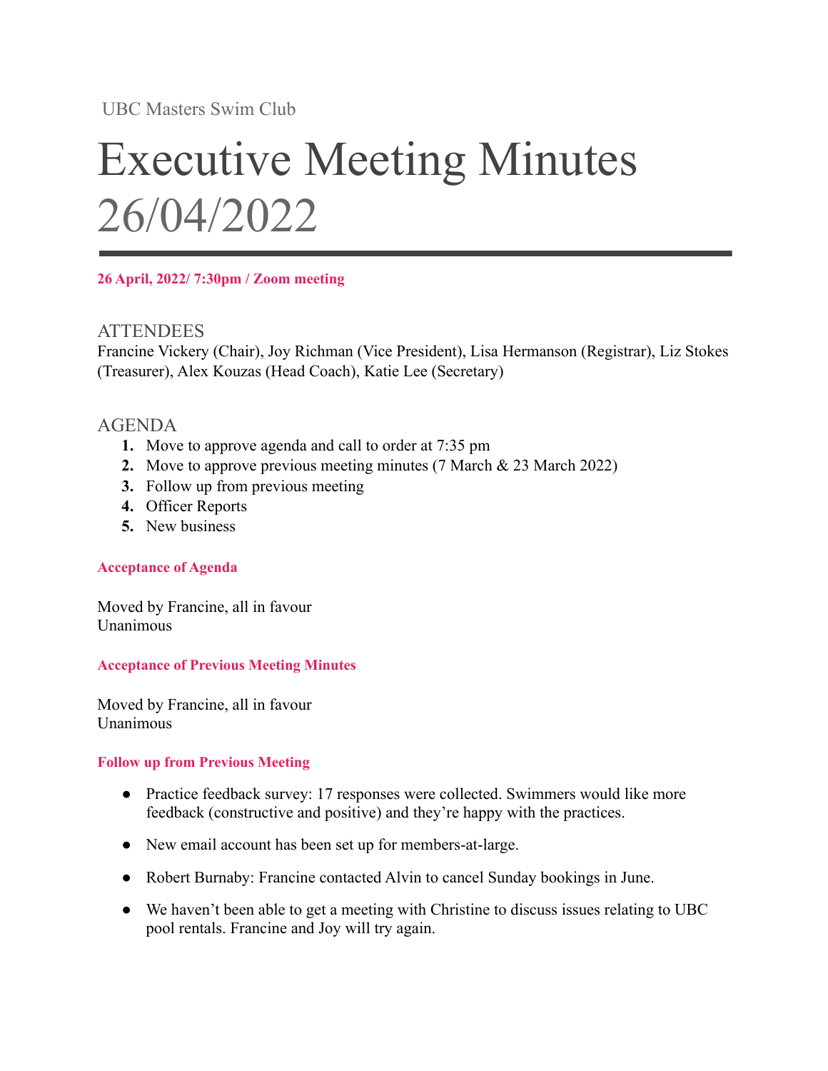UBC Masters Swim Club

# Executive Meeting Minutes 26/04/2022

**26 April, 2022/ 7:30pm / Zoom meeting**

## ATTENDEES

Francine Vickery (Chair), Joy Richman (Vice President), Lisa Hermanson (Registrar), Liz Stokes (Treasurer), Alex Kouzas (Head Coach), Katie Lee (Secretary)

## AGENDA

1. Move to approve agenda and call to order at 7:35 pm
2. Move to approve previous meeting minutes (7 March & 23 March 2022)
3. Follow up from previous meeting
4. Officer Reports
5. New business

### Acceptance of Agenda

Moved by Francine, all in favour
Unanimous

### Acceptance of Previous Meeting Minutes

Moved by Francine, all in favour
Unanimous

### Follow up from Previous Meeting

- Practice feedback survey: 17 responses were collected. Swimmers would like more feedback (constructive and positive) and they're happy with the practices.
- New email account has been set up for members-at-large.
- Robert Burnaby: Francine contacted Alvin to cancel Sunday bookings in June.
- We haven't been able to get a meeting with Christine to discuss issues relating to UBC pool rentals. Francine and Joy will try again.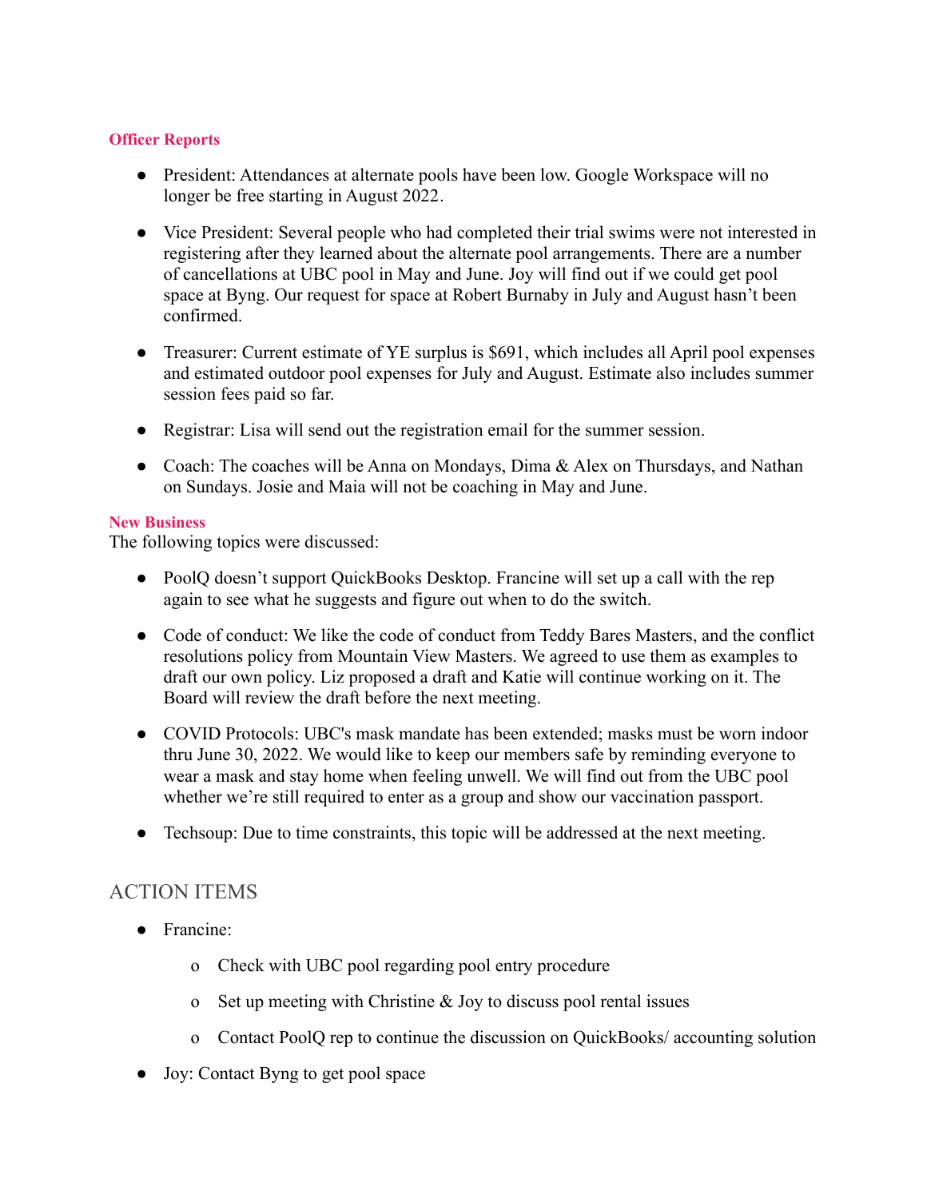**Officer Reports**

- President: Attendances at alternate pools have been low. Google Workspace will no longer be free starting in August 2022.

- Vice President: Several people who had completed their trial swims were not interested in registering after they learned about the alternate pool arrangements. There are a number of cancellations at UBC pool in May and June. Joy will find out if we could get pool space at Byng. Our request for space at Robert Burnaby in July and August hasn't been confirmed.

- Treasurer: Current estimate of YE surplus is $691, which includes all April pool expenses and estimated outdoor pool expenses for July and August. Estimate also includes summer session fees paid so far.

- Registrar: Lisa will send out the registration email for the summer session.

- Coach: The coaches will be Anna on Mondays, Dima & Alex on Thursdays, and Nathan on Sundays. Josie and Maia will not be coaching in May and June.

**New Business**

The following topics were discussed:

- PoolQ doesn't support QuickBooks Desktop. Francine will set up a call with the rep again to see what he suggests and figure out when to do the switch.

- Code of conduct: We like the code of conduct from Teddy Bares Masters, and the conflict resolutions policy from Mountain View Masters. We agreed to use them as examples to draft our own policy. Liz proposed a draft and Katie will continue working on it. The Board will review the draft before the next meeting.

- COVID Protocols: UBC's mask mandate has been extended; masks must be worn indoor thru June 30, 2022. We would like to keep our members safe by reminding everyone to wear a mask and stay home when feeling unwell. We will find out from the UBC pool whether we're still required to enter as a group and show our vaccination passport.

- Techsoup: Due to time constraints, this topic will be addressed at the next meeting.

## ACTION ITEMS

- Francine:
  - Check with UBC pool regarding pool entry procedure
  - Set up meeting with Christine & Joy to discuss pool rental issues
  - Contact PoolQ rep to continue the discussion on QuickBooks/ accounting solution
- Joy: Contact Byng to get pool space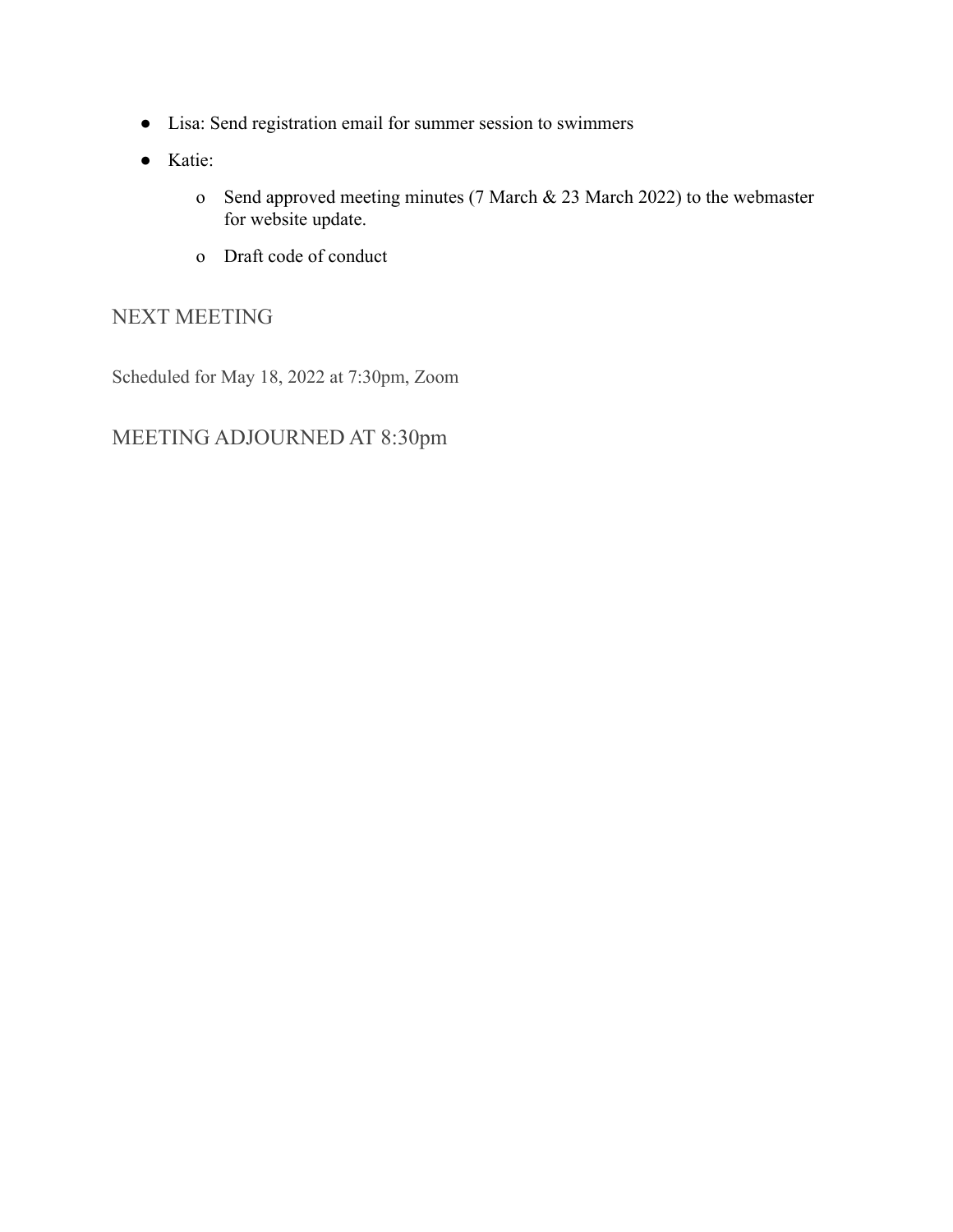- Lisa: Send registration email for summer session to swimmers
- Katie:
    - Send approved meeting minutes (7 March & 23 March 2022) to the webmaster for website update.
    - Draft code of conduct

## NEXT MEETING

Scheduled for May 18, 2022 at 7:30pm, Zoom

## MEETING ADJOURNED AT 8:30pm